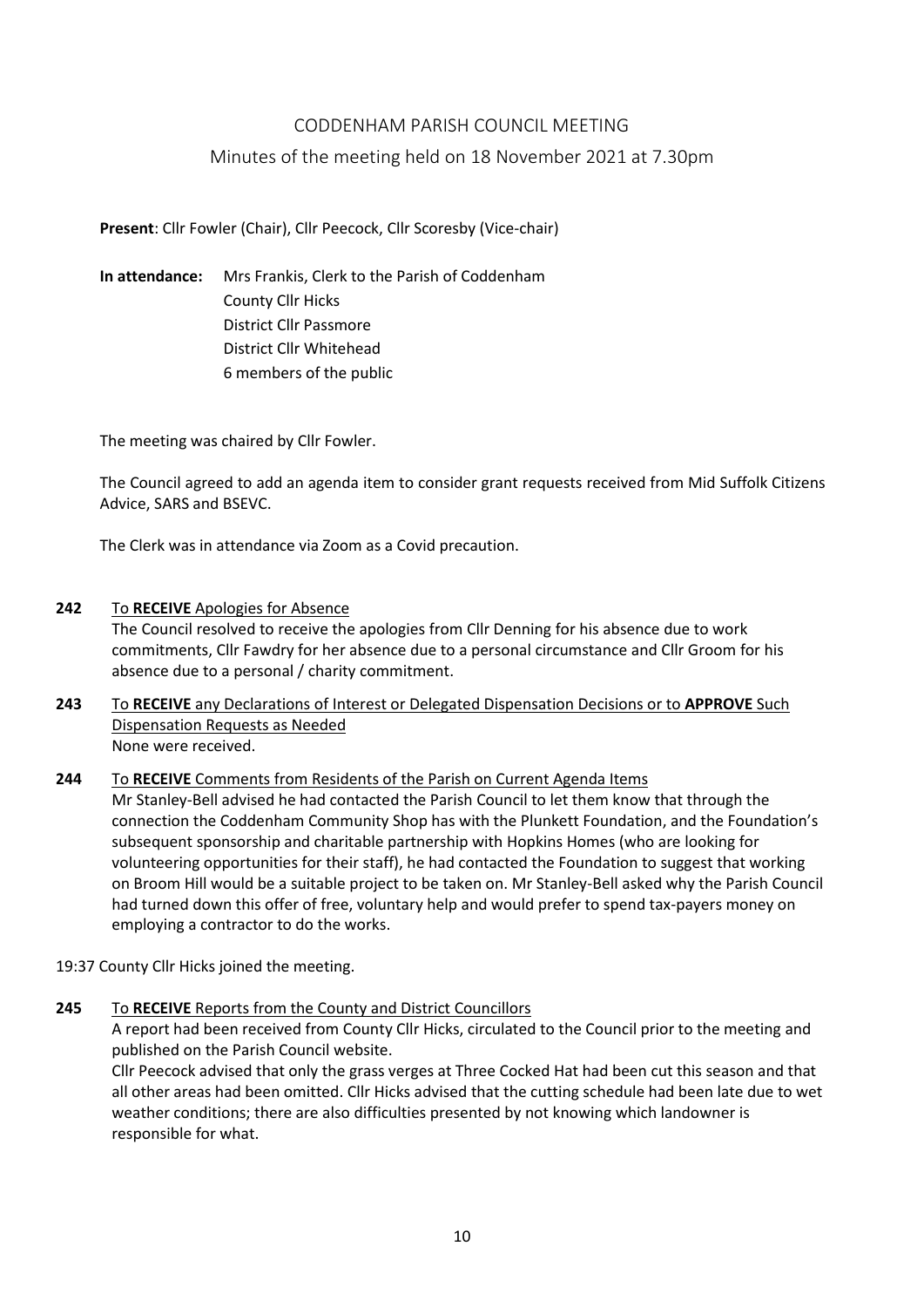# CODDENHAM PARISH COUNCIL MEETING

## Minutes of the meeting held on 18 November 2021 at 7.30pm

**Present**: Cllr Fowler (Chair), Cllr Peecock, Cllr Scoresby (Vice-chair)

**In attendance:** Mrs Frankis, Clerk to the Parish of Coddenham
County Cllr Hicks
District Cllr Passmore
District Cllr Whitehead
6 members of the public

The meeting was chaired by Cllr Fowler.

The Council agreed to add an agenda item to consider grant requests received from Mid Suffolk Citizens Advice, SARS and BSEVC.

The Clerk was in attendance via Zoom as a Covid precaution.

**242** To **RECEIVE** Apologies for Absence

The Council resolved to receive the apologies from Cllr Denning for his absence due to work commitments, Cllr Fawdry for her absence due to a personal circumstance and Cllr Groom for his absence due to a personal / charity commitment.

**243** To **RECEIVE** any Declarations of Interest or Delegated Dispensation Decisions or to **APPROVE** Such Dispensation Requests as Needed

None were received.

**244** To **RECEIVE** Comments from Residents of the Parish on Current Agenda Items

Mr Stanley-Bell advised he had contacted the Parish Council to let them know that through the connection the Coddenham Community Shop has with the Plunkett Foundation, and the Foundation's subsequent sponsorship and charitable partnership with Hopkins Homes (who are looking for volunteering opportunities for their staff), he had contacted the Foundation to suggest that working on Broom Hill would be a suitable project to be taken on. Mr Stanley-Bell asked why the Parish Council had turned down this offer of free, voluntary help and would prefer to spend tax-payers money on employing a contractor to do the works.

19:37 County Cllr Hicks joined the meeting.

**245** To **RECEIVE** Reports from the County and District Councillors

A report had been received from County Cllr Hicks, circulated to the Council prior to the meeting and published on the Parish Council website.

Cllr Peecock advised that only the grass verges at Three Cocked Hat had been cut this season and that all other areas had been omitted. Cllr Hicks advised that the cutting schedule had been late due to wet weather conditions; there are also difficulties presented by not knowing which landowner is responsible for what.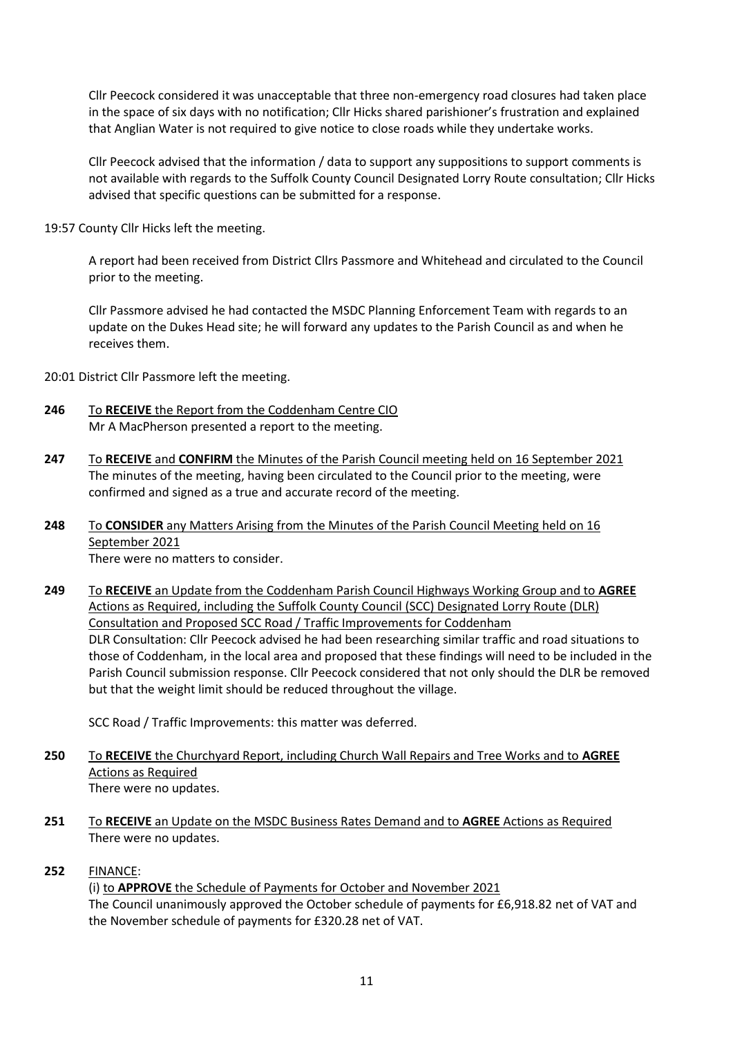Cllr Peecock considered it was unacceptable that three non-emergency road closures had taken place in the space of six days with no notification; Cllr Hicks shared parishioner's frustration and explained that Anglian Water is not required to give notice to close roads while they undertake works.

Cllr Peecock advised that the information / data to support any suppositions to support comments is not available with regards to the Suffolk County Council Designated Lorry Route consultation; Cllr Hicks advised that specific questions can be submitted for a response.

19:57 County Cllr Hicks left the meeting.

A report had been received from District Cllrs Passmore and Whitehead and circulated to the Council prior to the meeting.

Cllr Passmore advised he had contacted the MSDC Planning Enforcement Team with regards to an update on the Dukes Head site; he will forward any updates to the Parish Council as and when he receives them.

20:01 District Cllr Passmore left the meeting.

**246** <u>To **RECEIVE** the Report from the Coddenham Centre CIO</u>
Mr A MacPherson presented a report to the meeting.

**247** <u>To **RECEIVE** and **CONFIRM** the Minutes of the Parish Council meeting held on 16 September 2021</u>
The minutes of the meeting, having been circulated to the Council prior to the meeting, were confirmed and signed as a true and accurate record of the meeting.

**248** <u>To **CONSIDER** any Matters Arising from the Minutes of the Parish Council Meeting held on 16 September 2021</u>
There were no matters to consider.

**249** <u>To **RECEIVE** an Update from the Coddenham Parish Council Highways Working Group and to **AGREE** Actions as Required, including the Suffolk County Council (SCC) Designated Lorry Route (DLR) Consultation and Proposed SCC Road / Traffic Improvements for Coddenham</u>
DLR Consultation: Cllr Peecock advised he had been researching similar traffic and road situations to those of Coddenham, in the local area and proposed that these findings will need to be included in the Parish Council submission response. Cllr Peecock considered that not only should the DLR be removed but that the weight limit should be reduced throughout the village.

SCC Road / Traffic Improvements: this matter was deferred.

**250** <u>To **RECEIVE** the Churchyard Report, including Church Wall Repairs and Tree Works and to **AGREE** Actions as Required</u>
There were no updates.

**251** <u>To **RECEIVE** an Update on the MSDC Business Rates Demand and to **AGREE** Actions as Required</u>
There were no updates.

**252** <u>FINANCE</u>:
(i) <u>to **APPROVE** the Schedule of Payments for October and November 2021</u>
The Council unanimously approved the October schedule of payments for £6,918.82 net of VAT and the November schedule of payments for £320.28 net of VAT.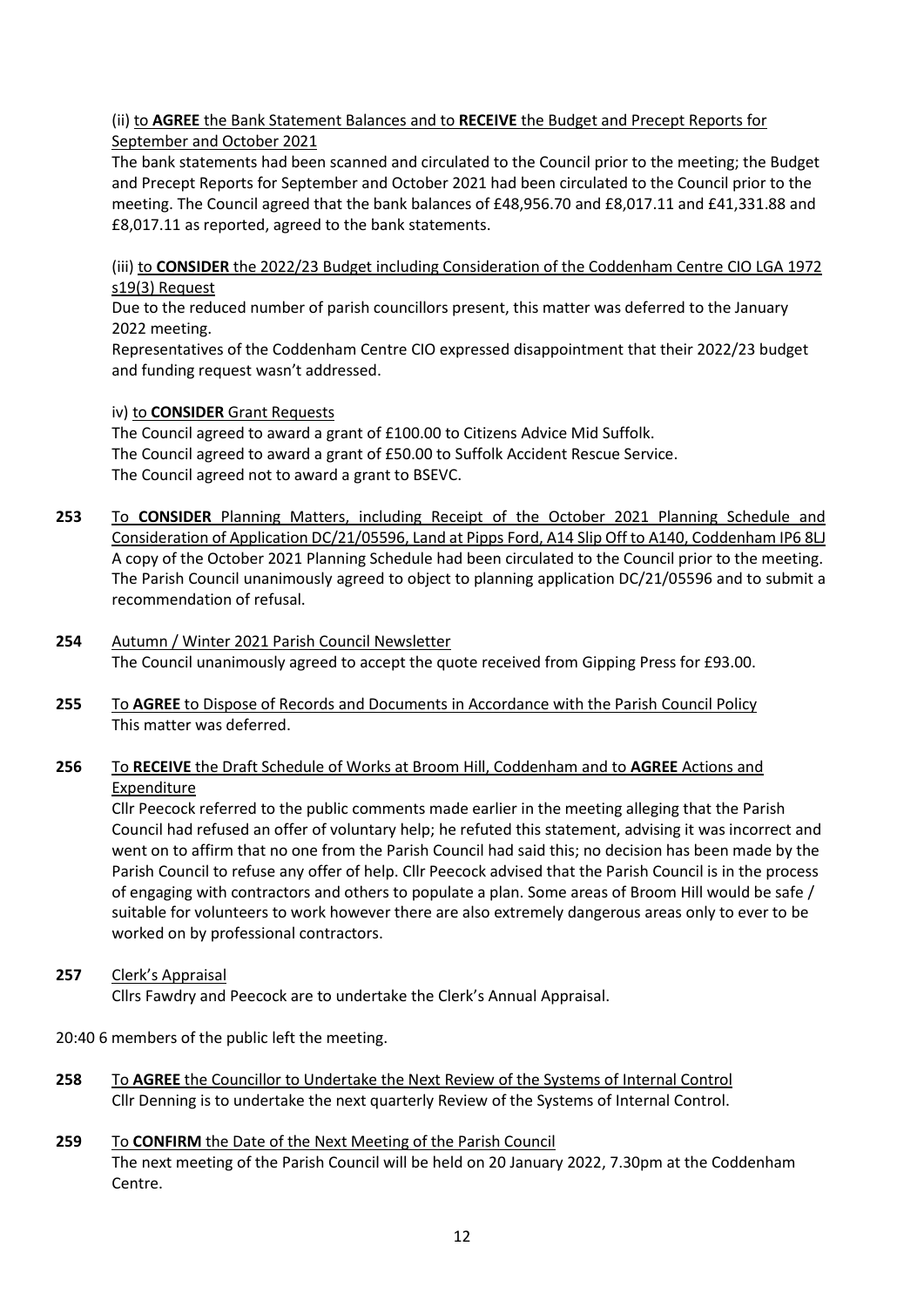(ii) to **AGREE** the Bank Statement Balances and to **RECEIVE** the Budget and Precept Reports for September and October 2021

The bank statements had been scanned and circulated to the Council prior to the meeting; the Budget and Precept Reports for September and October 2021 had been circulated to the Council prior to the meeting. The Council agreed that the bank balances of £48,956.70 and £8,017.11 and £41,331.88 and £8,017.11 as reported, agreed to the bank statements.

(iii) to **CONSIDER** the 2022/23 Budget including Consideration of the Coddenham Centre CIO LGA 1972 s19(3) Request

Due to the reduced number of parish councillors present, this matter was deferred to the January 2022 meeting.

Representatives of the Coddenham Centre CIO expressed disappointment that their 2022/23 budget and funding request wasn't addressed.

iv) to **CONSIDER** Grant Requests

The Council agreed to award a grant of £100.00 to Citizens Advice Mid Suffolk.
The Council agreed to award a grant of £50.00 to Suffolk Accident Rescue Service.
The Council agreed not to award a grant to BSEVC.

**253** To **CONSIDER** Planning Matters, including Receipt of the October 2021 Planning Schedule and Consideration of Application DC/21/05596, Land at Pipps Ford, A14 Slip Off to A140, Coddenham IP6 8LJ

A copy of the October 2021 Planning Schedule had been circulated to the Council prior to the meeting. The Parish Council unanimously agreed to object to planning application DC/21/05596 and to submit a recommendation of refusal.

**254** Autumn / Winter 2021 Parish Council Newsletter

The Council unanimously agreed to accept the quote received from Gipping Press for £93.00.

**255** To **AGREE** to Dispose of Records and Documents in Accordance with the Parish Council Policy

This matter was deferred.

**256** To **RECEIVE** the Draft Schedule of Works at Broom Hill, Coddenham and to **AGREE** Actions and Expenditure

Cllr Peecock referred to the public comments made earlier in the meeting alleging that the Parish Council had refused an offer of voluntary help; he refuted this statement, advising it was incorrect and went on to affirm that no one from the Parish Council had said this; no decision has been made by the Parish Council to refuse any offer of help. Cllr Peecock advised that the Parish Council is in the process of engaging with contractors and others to populate a plan. Some areas of Broom Hill would be safe / suitable for volunteers to work however there are also extremely dangerous areas only to ever to be worked on by professional contractors.

**257** Clerk's Appraisal

Cllrs Fawdry and Peecock are to undertake the Clerk's Annual Appraisal.

20:40 6 members of the public left the meeting.

**258** To **AGREE** the Councillor to Undertake the Next Review of the Systems of Internal Control

Cllr Denning is to undertake the next quarterly Review of the Systems of Internal Control.

**259** To **CONFIRM** the Date of the Next Meeting of the Parish Council

The next meeting of the Parish Council will be held on 20 January 2022, 7.30pm at the Coddenham Centre.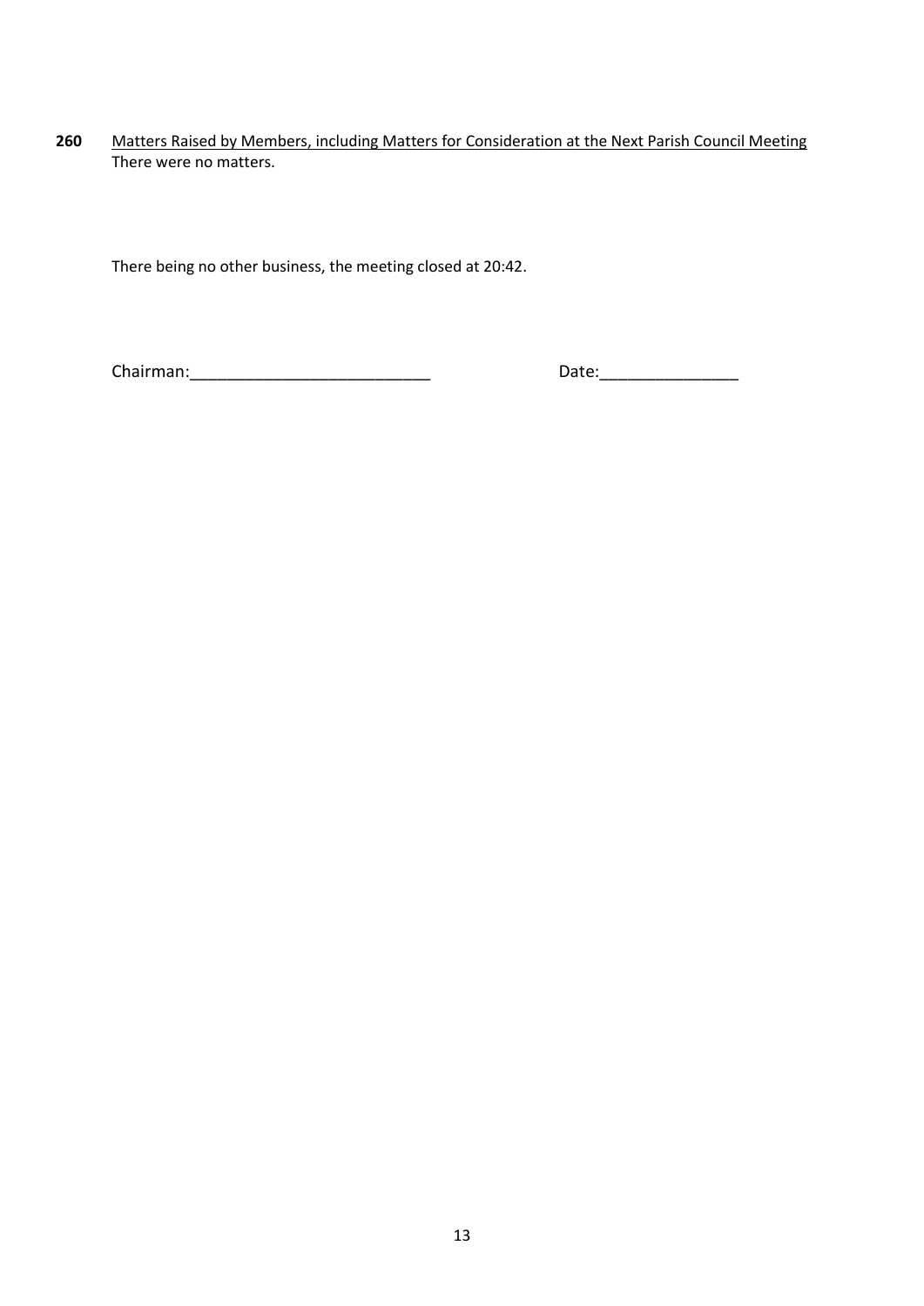**260** <u>Matters Raised by Members, including Matters for Consideration at the Next Parish Council Meeting</u>
There were no matters.

There being no other business, the meeting closed at 20:42.

Chairman:___________________________ Date:_______________